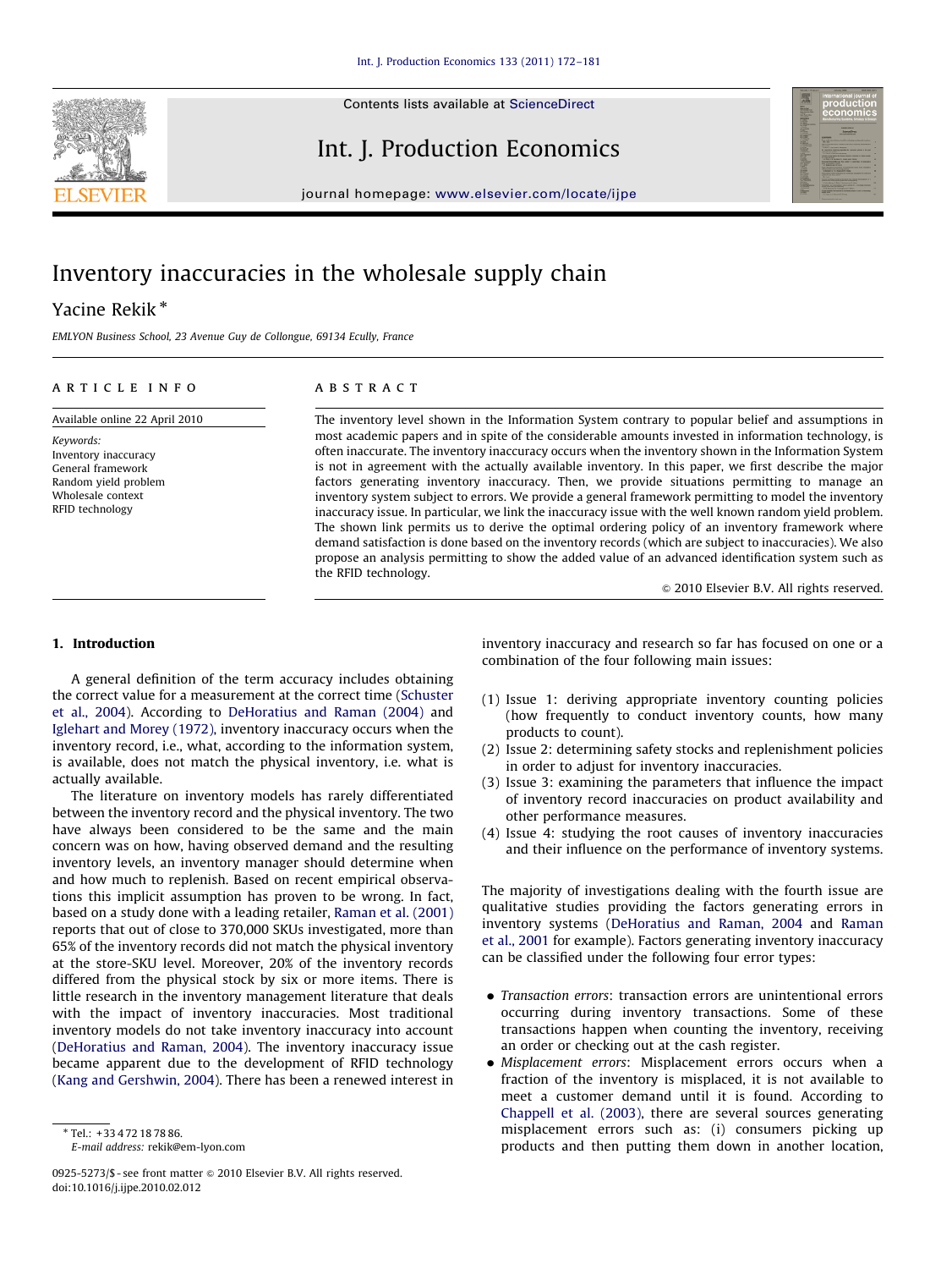# Inventory inaccuracies in the wholesale supply chain

Yacine Rekik *

EMLYON Business School, 23 Avenue Guy de Collongue, 69134 Ecully, France

## ARTICLE INFO

Available online 22 April 2010

*Keywords:*
Inventory inaccuracy
General framework
Random yield problem
Wholesale context
RFID technology

## ABSTRACT

The inventory level shown in the Information System contrary to popular belief and assumptions in most academic papers and in spite of the considerable amounts invested in information technology, is often inaccurate. The inventory inaccuracy occurs when the inventory shown in the Information System is not in agreement with the actually available inventory. In this paper, we first describe the major factors generating inventory inaccuracy. Then, we provide situations permitting to manage an inventory system subject to errors. We provide a general framework permitting to model the inventory inaccuracy issue. In particular, we link the inaccuracy issue with the well known random yield problem. The shown link permits us to derive the optimal ordering policy of an inventory framework where demand satisfaction is done based on the inventory records (which are subject to inaccuracies). We also propose an analysis permitting to show the added value of an advanced identification system such as the RFID technology.

© 2010 Elsevier B.V. All rights reserved.

## 1. Introduction

A general definition of the term accuracy includes obtaining the correct value for a measurement at the correct time (Schuster et al., 2004). According to DeHoratius and Raman (2004) and Iglehart and Morey (1972), inventory inaccuracy occurs when the inventory record, i.e., what, according to the information system, is available, does not match the physical inventory, i.e. what is actually available.

The literature on inventory models has rarely differentiated between the inventory record and the physical inventory. The two have always been considered to be the same and the main concern was on how, having observed demand and the resulting inventory levels, an inventory manager should determine when and how much to replenish. Based on recent empirical observations this implicit assumption has proven to be wrong. In fact, based on a study done with a leading retailer, Raman et al. (2001) reports that out of close to 370,000 SKUs investigated, more than 65% of the inventory records did not match the physical inventory at the store-SKU level. Moreover, 20% of the inventory records differed from the physical stock by six or more items. There is little research in the inventory management literature that deals with the impact of inventory inaccuracies. Most traditional inventory models do not take inventory inaccuracy into account (DeHoratius and Raman, 2004). The inventory inaccuracy issue became apparent due to the development of RFID technology (Kang and Gershwin, 2004). There has been a renewed interest in inventory inaccuracy and research so far has focused on one or a combination of the four following main issues:

(1) Issue 1: deriving appropriate inventory counting policies (how frequently to conduct inventory counts, how many products to count).
(2) Issue 2: determining safety stocks and replenishment policies in order to adjust for inventory inaccuracies.
(3) Issue 3: examining the parameters that influence the impact of inventory record inaccuracies on product availability and other performance measures.
(4) Issue 4: studying the root causes of inventory inaccuracies and their influence on the performance of inventory systems.

The majority of investigations dealing with the fourth issue are qualitative studies providing the factors generating errors in inventory systems (DeHoratius and Raman, 2004 and Raman et al., 2001 for example). Factors generating inventory inaccuracy can be classified under the following four error types:

- *Transaction errors*: transaction errors are unintentional errors occurring during inventory transactions. Some of these transactions happen when counting the inventory, receiving an order or checking out at the cash register.
- *Misplacement errors*: Misplacement errors occurs when a fraction of the inventory is misplaced, it is not available to meet a customer demand until it is found. According to Chappell et al. (2003), there are several sources generating misplacement errors such as: (i) consumers picking up products and then putting them down in another location,

* Tel.: +33 4 72 18 78 86.
E-mail address: rekik@em-lyon.com

0925-5273/$ - see front matter © 2010 Elsevier B.V. All rights reserved.
doi:10.1016/j.ijpe.2010.02.012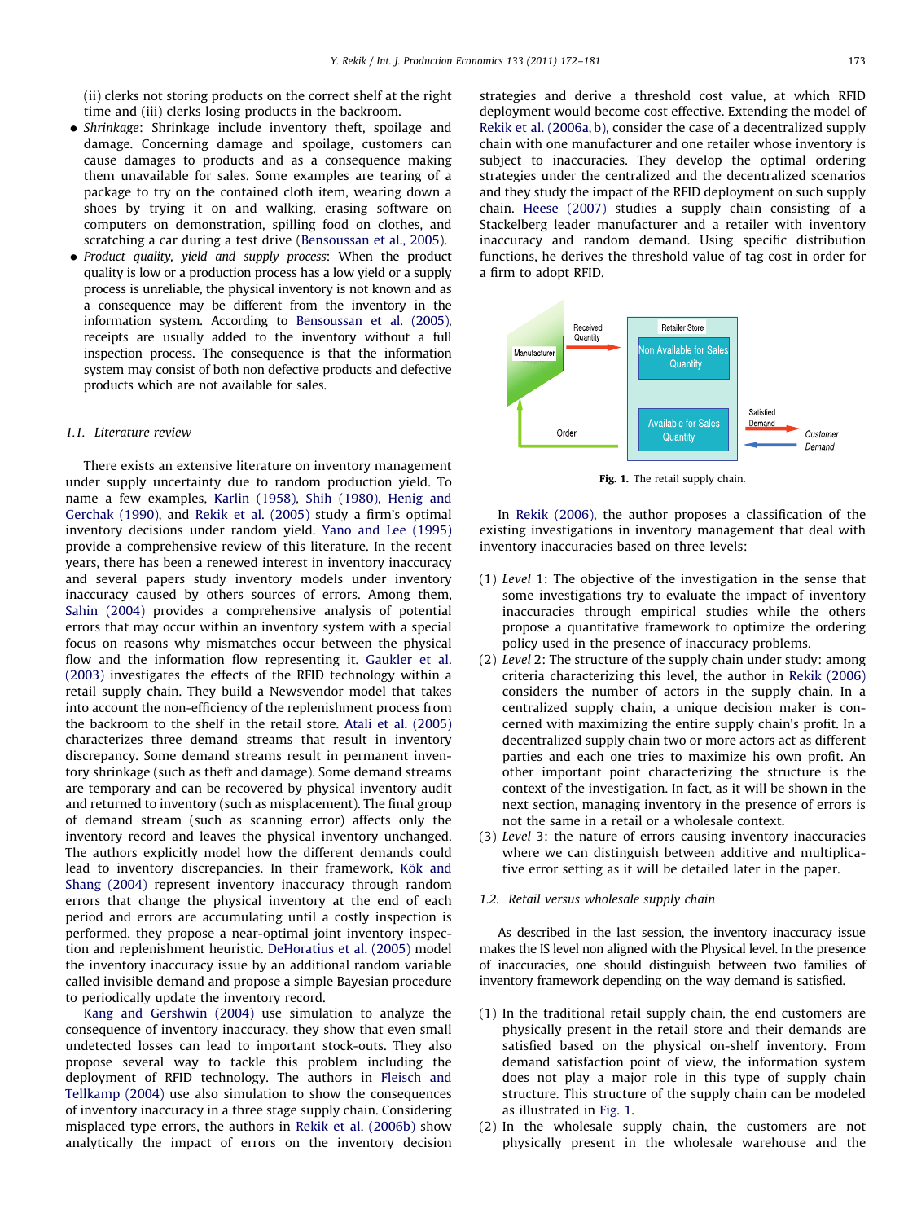(ii) clerks not storing products on the correct shelf at the right time and (iii) clerks losing products in the backroom.

- *Shrinkage*: Shrinkage include inventory theft, spoilage and damage. Concerning damage and spoilage, customers can cause damages to products and as a consequence making them unavailable for sales. Some examples are tearing of a package to try on the contained cloth item, wearing down a shoes by trying it on and walking, erasing software on computers on demonstration, spilling food on clothes, and scratching a car during a test drive (Bensoussan et al., 2005).
- *Product quality, yield and supply process*: When the product quality is low or a production process has a low yield or a supply process is unreliable, the physical inventory is not known and as a consequence may be different from the inventory in the information system. According to Bensoussan et al. (2005), receipts are usually added to the inventory without a full inspection process. The consequence is that the information system may consist of both non defective products and defective products which are not available for sales.

### 1.1. Literature review

There exists an extensive literature on inventory management under supply uncertainty due to random production yield. To name a few examples, Karlin (1958), Shih (1980), Henig and Gerchak (1990), and Rekik et al. (2005) study a firm's optimal inventory decisions under random yield. Yano and Lee (1995) provide a comprehensive review of this literature. In the recent years, there has been a renewed interest in inventory inaccuracy and several papers study inventory models under inventory inaccuracy caused by others sources of errors. Among them, Sahin (2004) provides a comprehensive analysis of potential errors that may occur within an inventory system with a special focus on reasons why mismatches occur between the physical flow and the information flow representing it. Gaukler et al. (2003) investigates the effects of the RFID technology within a retail supply chain. They build a Newsvendor model that takes into account the non-efficiency of the replenishment process from the backroom to the shelf in the retail store. Atali et al. (2005) characterizes three demand streams that result in inventory discrepancy. Some demand streams result in permanent inventory shrinkage (such as theft and damage). Some demand streams are temporary and can be recovered by physical inventory audit and returned to inventory (such as misplacement). The final group of demand stream (such as scanning error) affects only the inventory record and leaves the physical inventory unchanged. The authors explicitly model how the different demands could lead to inventory discrepancies. In their framework, Kök and Shang (2004) represent inventory inaccuracy through random errors that change the physical inventory at the end of each period and errors are accumulating until a costly inspection is performed. they propose a near-optimal joint inventory inspection and replenishment heuristic. DeHoratius et al. (2005) model the inventory inaccuracy issue by an additional random variable called invisible demand and propose a simple Bayesian procedure to periodically update the inventory record.

Kang and Gershwin (2004) use simulation to analyze the consequence of inventory inaccuracy. they show that even small undetected losses can lead to important stock-outs. They also propose several way to tackle this problem including the deployment of RFID technology. The authors in Fleisch and Tellkamp (2004) use also simulation to show the consequences of inventory inaccuracy in a three stage supply chain. Considering misplaced type errors, the authors in Rekik et al. (2006b) show analytically the impact of errors on the inventory decision strategies and derive a threshold cost value, at which RFID deployment would become cost effective. Extending the model of Rekik et al. (2006a, b), consider the case of a decentralized supply chain with one manufacturer and one retailer whose inventory is subject to inaccuracies. They develop the optimal ordering strategies under the centralized and the decentralized scenarios and they study the impact of the RFID deployment on such supply chain. Heese (2007) studies a supply chain consisting of a Stackelberg leader manufacturer and a retailer with inventory inaccuracy and random demand. Using specific distribution functions, he derives the threshold value of tag cost in order for a firm to adopt RFID.

**Fig. 1.** The retail supply chain.

In Rekik (2006), the author proposes a classification of the existing investigations in inventory management that deal with inventory inaccuracies based on three levels:

1. *Level* 1: The objective of the investigation in the sense that some investigations try to evaluate the impact of inventory inaccuracies through empirical studies while the others propose a quantitative framework to optimize the ordering policy used in the presence of inaccuracy problems.
2. *Level* 2: The structure of the supply chain under study: among criteria characterizing this level, the author in Rekik (2006) considers the number of actors in the supply chain. In a centralized supply chain, a unique decision maker is concerned with maximizing the entire supply chain's profit. In a decentralized supply chain two or more actors act as different parties and each one tries to maximize his own profit. An other important point characterizing the structure is the context of the investigation. In fact, as it will be shown in the next section, managing inventory in the presence of errors is not the same in a retail or a wholesale context.
3. *Level* 3: the nature of errors causing inventory inaccuracies where we can distinguish between additive and multiplicative error setting as it will be detailed later in the paper.

### 1.2. Retail versus wholesale supply chain

As described in the last session, the inventory inaccuracy issue makes the IS level non aligned with the Physical level. In the presence of inaccuracies, one should distinguish between two families of inventory framework depending on the way demand is satisfied.

1. In the traditional retail supply chain, the end customers are physically present in the retail store and their demands are satisfied based on the physical on-shelf inventory. From demand satisfaction point of view, the information system does not play a major role in this type of supply chain structure. This structure of the supply chain can be modeled as illustrated in Fig. 1.
2. In the wholesale supply chain, the customers are not physically present in the wholesale warehouse and the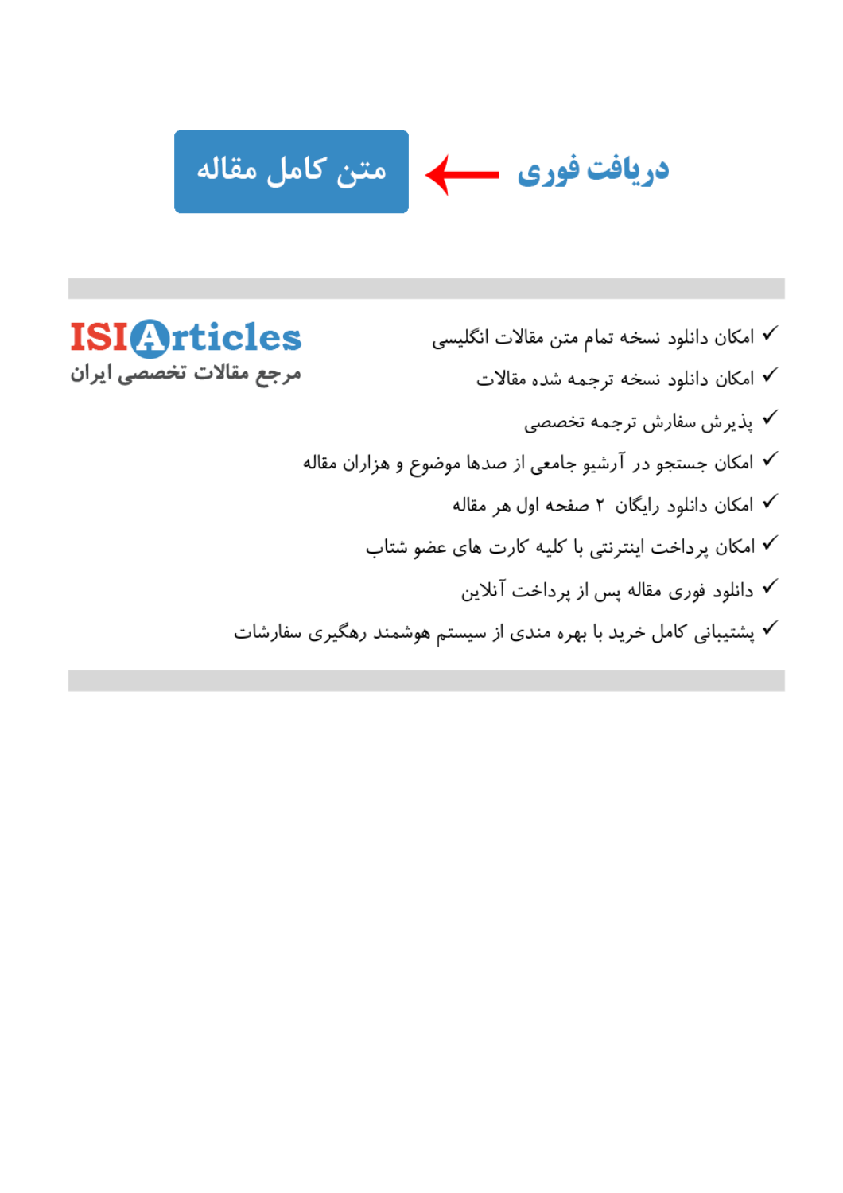**متن کامل مقاله** ← **دریافت فوری**

---

**ISIArticles**
مرجع مقالات تخصصی ایران

- ✓ امکان دانلود نسخه تمام متن مقالات انگلیسی
- ✓ امکان دانلود نسخه ترجمه شده مقالات
- ✓ پذیرش سفارش ترجمه تخصصی
- ✓ امکان جستجو در آرشیو جامعی از صدها موضوع و هزاران مقاله
- ✓ امکان دانلود رایگان ۲ صفحه اول هر مقاله
- ✓ امکان پرداخت اینترنتی با کلیه کارت های عضو شتاب
- ✓ دانلود فوری مقاله پس از پرداخت آنلاین
- ✓ پشتیبانی کامل خرید با بهره مندی از سیستم هوشمند رهگیری سفارشات

---